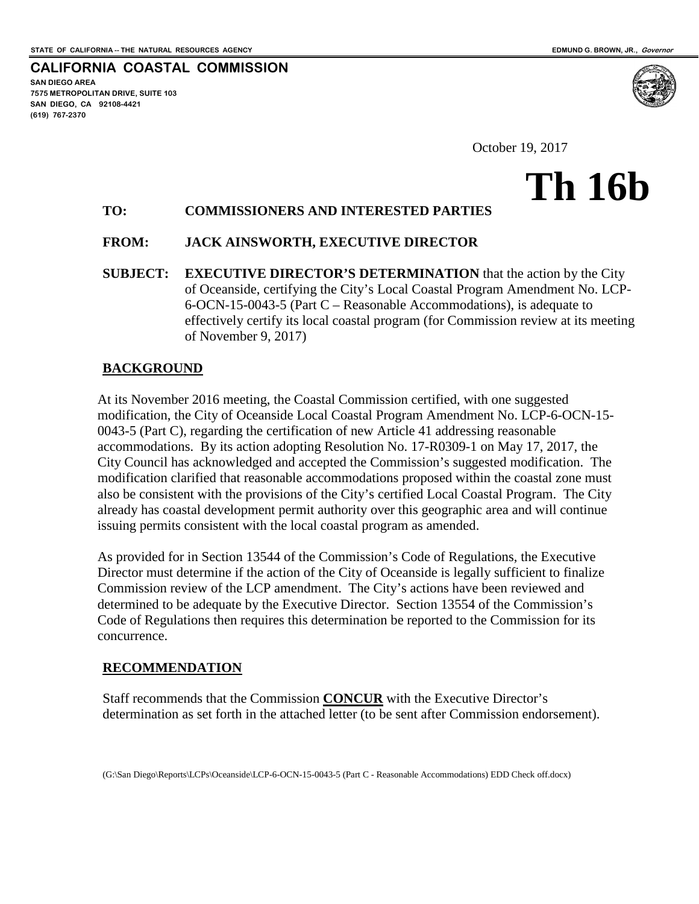STATE OF CALIFORNIA -- THE NATURAL RESOURCES AGENCY

EDMUND G. BROWN, JR., *Governor*

**CALIFORNIA COASTAL COMMISSION**

**SAN DIEGO AREA**
**7575 METROPOLITAN DRIVE, SUITE 103**
**SAN DIEGO, CA 92108-4421**
**(619) 767-2370**

October 19, 2017

# Th 16b

**TO:** **COMMISSIONERS AND INTERESTED PARTIES**

**FROM:** **JACK AINSWORTH, EXECUTIVE DIRECTOR**

**SUBJECT:** **EXECUTIVE DIRECTOR'S DETERMINATION** that the action by the City of Oceanside, certifying the City's Local Coastal Program Amendment No. LCP-6-OCN-15-0043-5 (Part C – Reasonable Accommodations), is adequate to effectively certify its local coastal program (for Commission review at its meeting of November 9, 2017)

## BACKGROUND

At its November 2016 meeting, the Coastal Commission certified, with one suggested modification, the City of Oceanside Local Coastal Program Amendment No. LCP-6-OCN-15-0043-5 (Part C), regarding the certification of new Article 41 addressing reasonable accommodations. By its action adopting Resolution No. 17-R0309-1 on May 17, 2017, the City Council has acknowledged and accepted the Commission's suggested modification. The modification clarified that reasonable accommodations proposed within the coastal zone must also be consistent with the provisions of the City's certified Local Coastal Program. The City already has coastal development permit authority over this geographic area and will continue issuing permits consistent with the local coastal program as amended.

As provided for in Section 13544 of the Commission's Code of Regulations, the Executive Director must determine if the action of the City of Oceanside is legally sufficient to finalize Commission review of the LCP amendment. The City's actions have been reviewed and determined to be adequate by the Executive Director. Section 13554 of the Commission's Code of Regulations then requires this determination be reported to the Commission for its concurrence.

## RECOMMENDATION

Staff recommends that the Commission **CONCUR** with the Executive Director's determination as set forth in the attached letter (to be sent after Commission endorsement).

(G:\San Diego\Reports\LCPs\Oceanside\LCP-6-OCN-15-0043-5 (Part C - Reasonable Accommodations) EDD Check off.docx)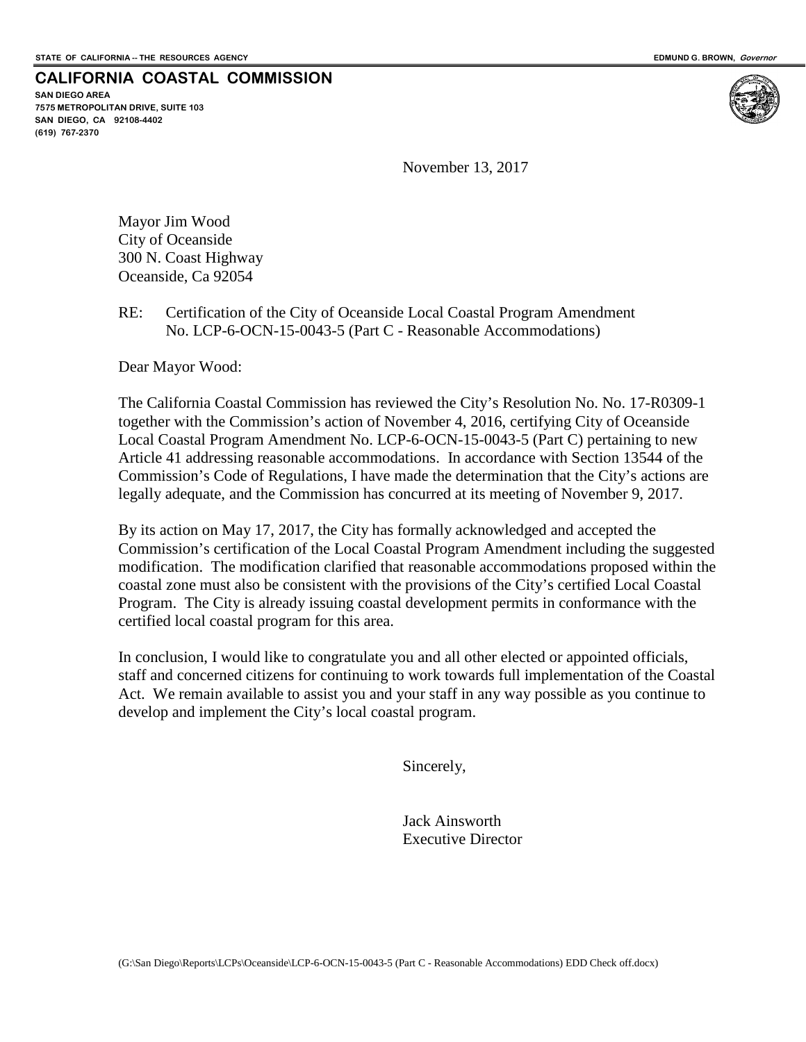STATE OF CALIFORNIA -- THE RESOURCES AGENCY

EDMUND G. BROWN, *Governor*

# CALIFORNIA COASTAL COMMISSION

**SAN DIEGO AREA**
**7575 METROPOLITAN DRIVE, SUITE 103**
**SAN DIEGO, CA 92108-4402**
**(619) 767-2370**

November 13, 2017

Mayor Jim Wood
City of Oceanside
300 N. Coast Highway
Oceanside, Ca 92054

RE: Certification of the City of Oceanside Local Coastal Program Amendment No. LCP-6-OCN-15-0043-5 (Part C - Reasonable Accommodations)

Dear Mayor Wood:

The California Coastal Commission has reviewed the City's Resolution No. No. 17-R0309-1 together with the Commission's action of November 4, 2016, certifying City of Oceanside Local Coastal Program Amendment No. LCP-6-OCN-15-0043-5 (Part C) pertaining to new Article 41 addressing reasonable accommodations. In accordance with Section 13544 of the Commission's Code of Regulations, I have made the determination that the City's actions are legally adequate, and the Commission has concurred at its meeting of November 9, 2017.

By its action on May 17, 2017, the City has formally acknowledged and accepted the Commission's certification of the Local Coastal Program Amendment including the suggested modification. The modification clarified that reasonable accommodations proposed within the coastal zone must also be consistent with the provisions of the City's certified Local Coastal Program. The City is already issuing coastal development permits in conformance with the certified local coastal program for this area.

In conclusion, I would like to congratulate you and all other elected or appointed officials, staff and concerned citizens for continuing to work towards full implementation of the Coastal Act. We remain available to assist you and your staff in any way possible as you continue to develop and implement the City's local coastal program.

Sincerely,

Jack Ainsworth
Executive Director

(G:\San Diego\Reports\LCPs\Oceanside\LCP-6-OCN-15-0043-5 (Part C - Reasonable Accommodations) EDD Check off.docx)